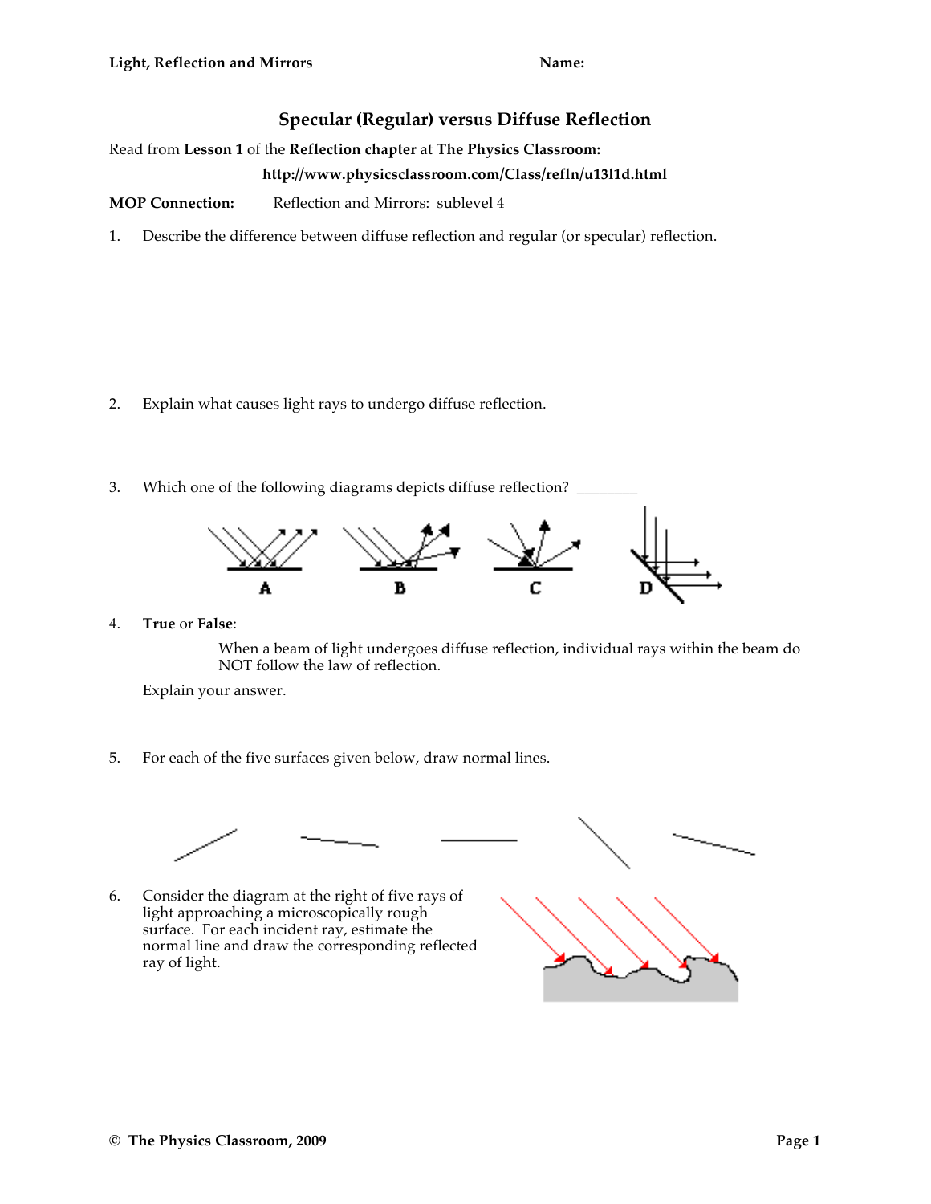**Light, Reflection and Mirrors** **Name:** ___________________________

# Specular (Regular) versus Diffuse Reflection

Read from **Lesson 1** of the **Reflection chapter** at **The Physics Classroom:**

**http://www.physicsclassroom.com/Class/refln/u13l1d.html**

**MOP Connection:** Reflection and Mirrors: sublevel 4

1. Describe the difference between diffuse reflection and regular (or specular) reflection.

2. Explain what causes light rays to undergo diffuse reflection.

3. Which one of the following diagrams depicts diffuse reflection? ________

A B C D

4. **True** or **False**:

   When a beam of light undergoes diffuse reflection, individual rays within the beam do NOT follow the law of reflection.

   Explain your answer.

5. For each of the five surfaces given below, draw normal lines.

6. Consider the diagram at the right of five rays of light approaching a microscopically rough surface. For each incident ray, estimate the normal line and draw the corresponding reflected ray of light.

© The Physics Classroom, 2009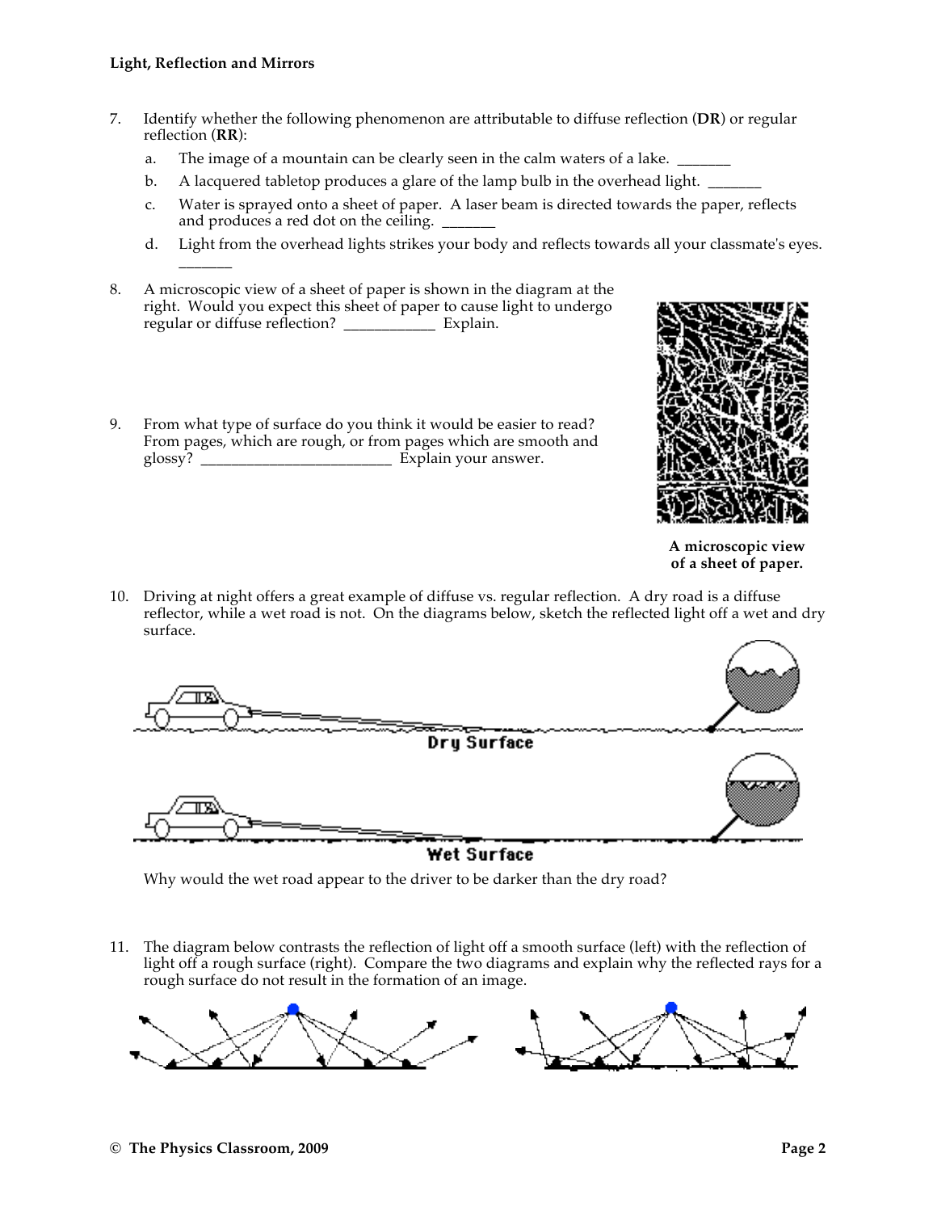**Light, Reflection and Mirrors**

7. Identify whether the following phenomenon are attributable to diffuse reflection (**DR**) or regular reflection (**RR**):
   a. The image of a mountain can be clearly seen in the calm waters of a lake. _______
   b. A lacquered tabletop produces a glare of the lamp bulb in the overhead light. _______
   c. Water is sprayed onto a sheet of paper. A laser beam is directed towards the paper, reflects and produces a red dot on the ceiling. _______
   d. Light from the overhead lights strikes your body and reflects towards all your classmate's eyes. _______

8. A microscopic view of a sheet of paper is shown in the diagram at the right. Would you expect this sheet of paper to cause light to undergo regular or diffuse reflection? ____________ Explain.

9. From what type of surface do you think it would be easier to read? From pages, which are rough, or from pages which are smooth and glossy? _________________________ Explain your answer.

**A microscopic view of a sheet of paper.**

10. Driving at night offers a great example of diffuse vs. regular reflection. A dry road is a diffuse reflector, while a wet road is not. On the diagrams below, sketch the reflected light off a wet and dry surface.

Dry Surface

Wet Surface

Why would the wet road appear to the driver to be darker than the dry road?

11. The diagram below contrasts the reflection of light off a smooth surface (left) with the reflection of light off a rough surface (right). Compare the two diagrams and explain why the reflected rays for a rough surface do not result in the formation of an image.